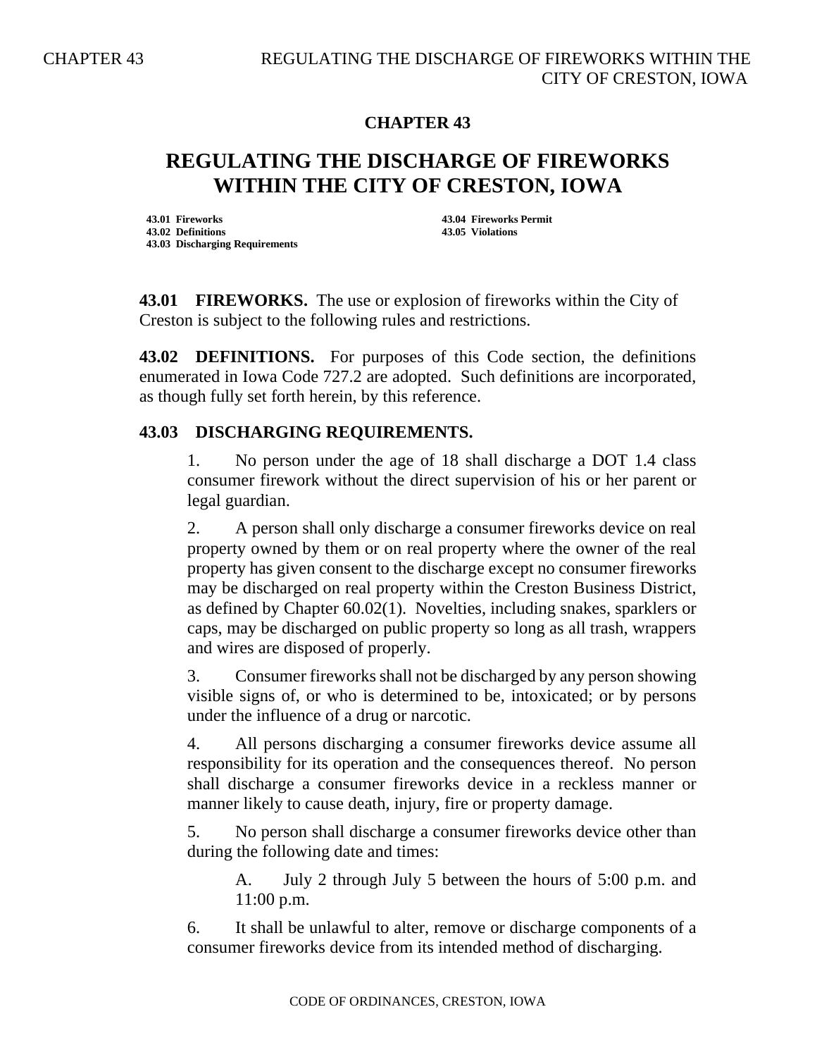# CHAPTER 43

# REGULATING THE DISCHARGE OF FIREWORKS WITHIN THE CITY OF CRESTON, IOWA

**43.01 Fireworks**
**43.02 Definitions**
**43.03 Discharging Requirements**
**43.04 Fireworks Permit**
**43.05 Violations**

**43.01 FIREWORKS.** The use or explosion of fireworks within the City of Creston is subject to the following rules and restrictions.

**43.02 DEFINITIONS.** For purposes of this Code section, the definitions enumerated in Iowa Code 727.2 are adopted. Such definitions are incorporated, as though fully set forth herein, by this reference.

**43.03 DISCHARGING REQUIREMENTS.**

1. No person under the age of 18 shall discharge a DOT 1.4 class consumer firework without the direct supervision of his or her parent or legal guardian.

2. A person shall only discharge a consumer fireworks device on real property owned by them or on real property where the owner of the real property has given consent to the discharge except no consumer fireworks may be discharged on real property within the Creston Business District, as defined by Chapter 60.02(1). Novelties, including snakes, sparklers or caps, may be discharged on public property so long as all trash, wrappers and wires are disposed of properly.

3. Consumer fireworks shall not be discharged by any person showing visible signs of, or who is determined to be, intoxicated; or by persons under the influence of a drug or narcotic.

4. All persons discharging a consumer fireworks device assume all responsibility for its operation and the consequences thereof. No person shall discharge a consumer fireworks device in a reckless manner or manner likely to cause death, injury, fire or property damage.

5. No person shall discharge a consumer fireworks device other than during the following date and times:

   A. July 2 through July 5 between the hours of 5:00 p.m. and 11:00 p.m.

6. It shall be unlawful to alter, remove or discharge components of a consumer fireworks device from its intended method of discharging.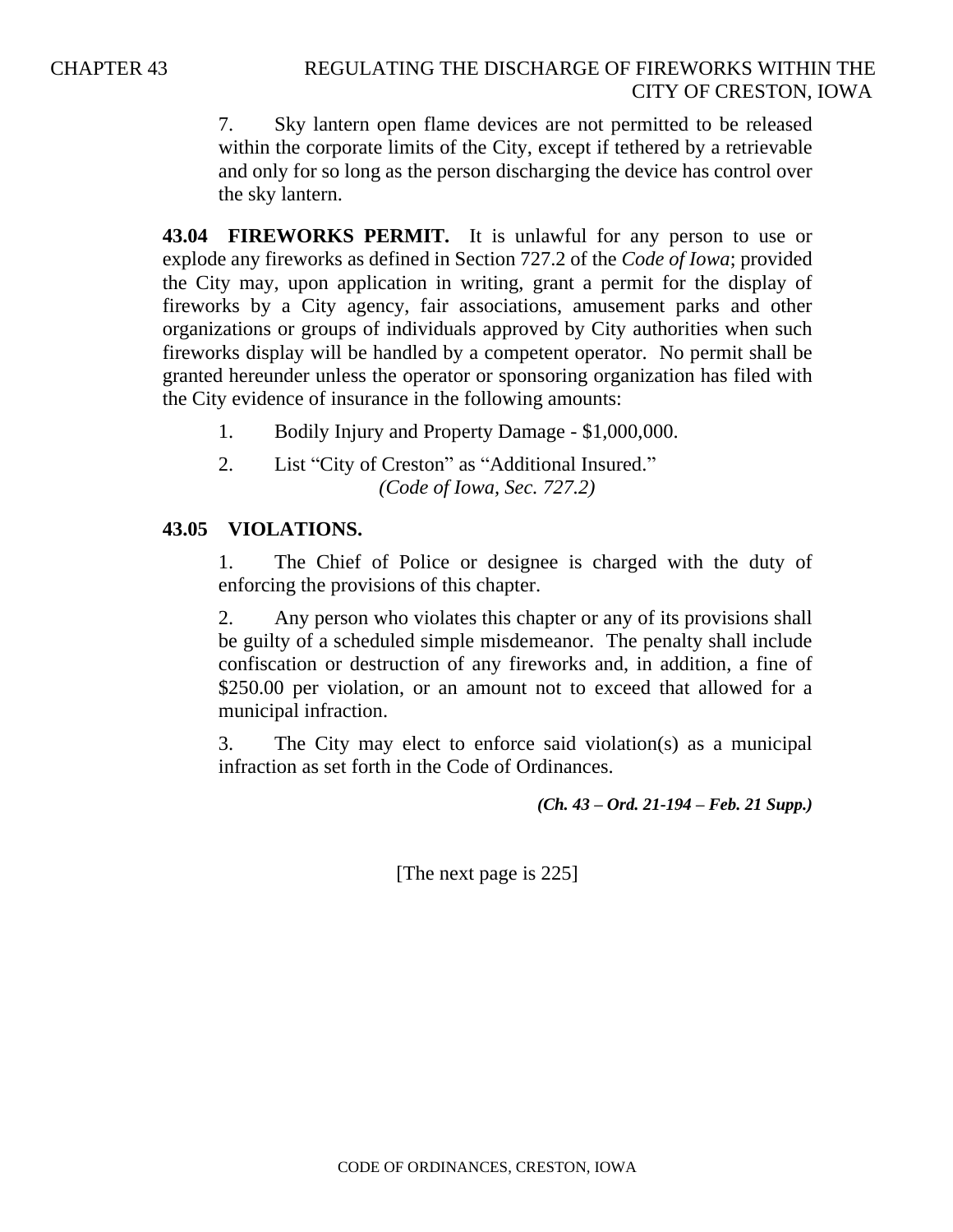7. Sky lantern open flame devices are not permitted to be released within the corporate limits of the City, except if tethered by a retrievable and only for so long as the person discharging the device has control over the sky lantern.

**43.04 FIREWORKS PERMIT.** It is unlawful for any person to use or explode any fireworks as defined in Section 727.2 of the *Code of Iowa*; provided the City may, upon application in writing, grant a permit for the display of fireworks by a City agency, fair associations, amusement parks and other organizations or groups of individuals approved by City authorities when such fireworks display will be handled by a competent operator. No permit shall be granted hereunder unless the operator or sponsoring organization has filed with the City evidence of insurance in the following amounts:

1. Bodily Injury and Property Damage - $1,000,000.
2. List "City of Creston" as "Additional Insured."

*(Code of Iowa, Sec. 727.2)*

**43.05 VIOLATIONS.**

1. The Chief of Police or designee is charged with the duty of enforcing the provisions of this chapter.
2. Any person who violates this chapter or any of its provisions shall be guilty of a scheduled simple misdemeanor. The penalty shall include confiscation or destruction of any fireworks and, in addition, a fine of $250.00 per violation, or an amount not to exceed that allowed for a municipal infraction.
3. The City may elect to enforce said violation(s) as a municipal infraction as set forth in the Code of Ordinances.

***(Ch. 43 – Ord. 21-194 – Feb. 21 Supp.)***

[The next page is 225]